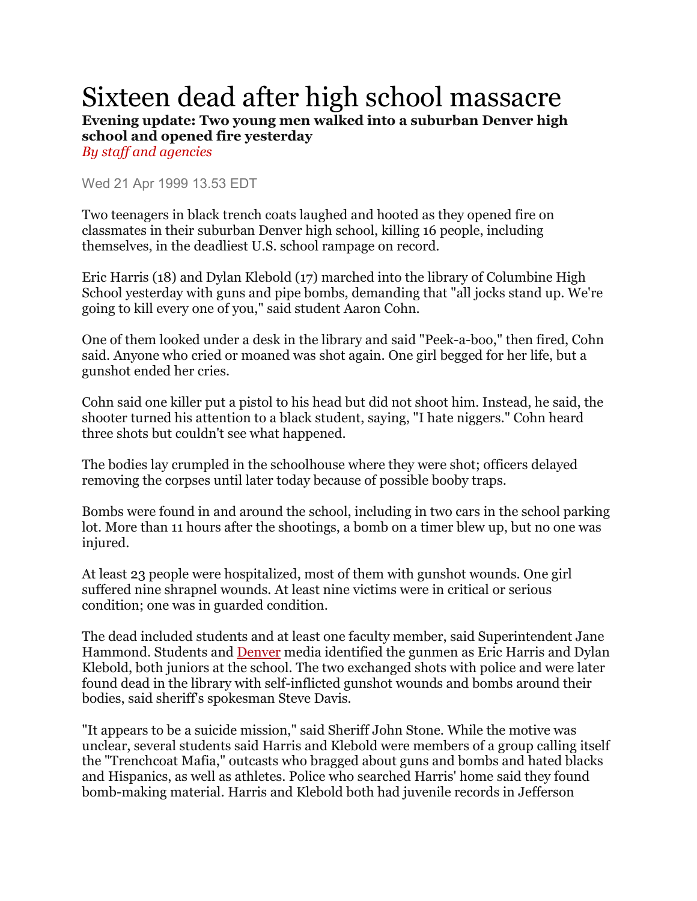# Sixteen dead after high school massacre

**Evening update: Two young men walked into a suburban Denver high school and opened fire yesterday**

*By staff and agencies*

Wed 21 Apr 1999 13.53 EDT

Two teenagers in black trench coats laughed and hooted as they opened fire on classmates in their suburban Denver high school, killing 16 people, including themselves, in the deadliest U.S. school rampage on record.

Eric Harris (18) and Dylan Klebold (17) marched into the library of Columbine High School yesterday with guns and pipe bombs, demanding that "all jocks stand up. We're going to kill every one of you," said student Aaron Cohn.

One of them looked under a desk in the library and said "Peek-a-boo," then fired, Cohn said. Anyone who cried or moaned was shot again. One girl begged for her life, but a gunshot ended her cries.

Cohn said one killer put a pistol to his head but did not shoot him. Instead, he said, the shooter turned his attention to a black student, saying, "I hate niggers." Cohn heard three shots but couldn't see what happened.

The bodies lay crumpled in the schoolhouse where they were shot; officers delayed removing the corpses until later today because of possible booby traps.

Bombs were found in and around the school, including in two cars in the school parking lot. More than 11 hours after the shootings, a bomb on a timer blew up, but no one was injured.

At least 23 people were hospitalized, most of them with gunshot wounds. One girl suffered nine shrapnel wounds. At least nine victims were in critical or serious condition; one was in guarded condition.

The dead included students and at least one faculty member, said Superintendent Jane Hammond. Students and Denver media identified the gunmen as Eric Harris and Dylan Klebold, both juniors at the school. The two exchanged shots with police and were later found dead in the library with self-inflicted gunshot wounds and bombs around their bodies, said sheriff's spokesman Steve Davis.

"It appears to be a suicide mission," said Sheriff John Stone. While the motive was unclear, several students said Harris and Klebold were members of a group calling itself the "Trenchcoat Mafia," outcasts who bragged about guns and bombs and hated blacks and Hispanics, as well as athletes. Police who searched Harris' home said they found bomb-making material. Harris and Klebold both had juvenile records in Jefferson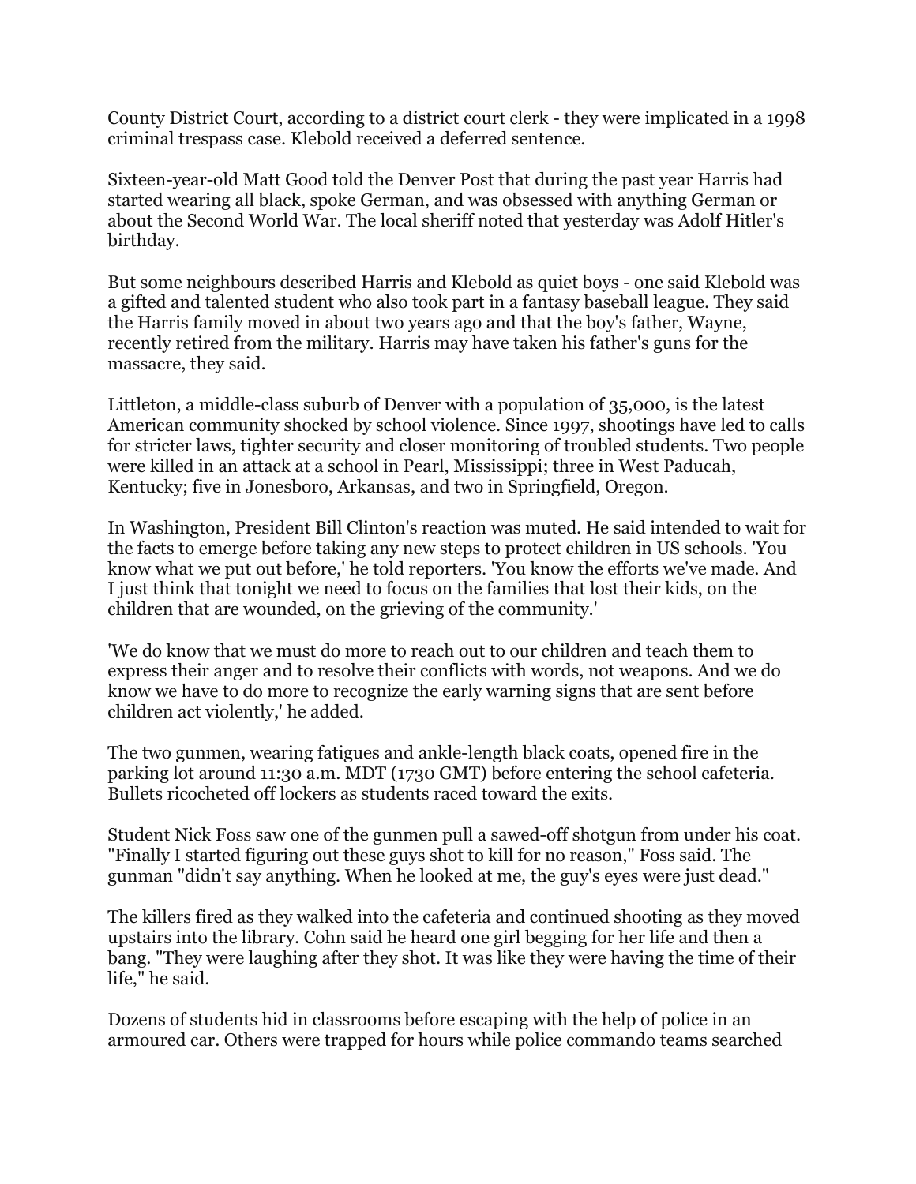County District Court, according to a district court clerk - they were implicated in a 1998 criminal trespass case. Klebold received a deferred sentence.

Sixteen-year-old Matt Good told the Denver Post that during the past year Harris had started wearing all black, spoke German, and was obsessed with anything German or about the Second World War. The local sheriff noted that yesterday was Adolf Hitler's birthday.

But some neighbours described Harris and Klebold as quiet boys - one said Klebold was a gifted and talented student who also took part in a fantasy baseball league. They said the Harris family moved in about two years ago and that the boy's father, Wayne, recently retired from the military. Harris may have taken his father's guns for the massacre, they said.

Littleton, a middle-class suburb of Denver with a population of 35,000, is the latest American community shocked by school violence. Since 1997, shootings have led to calls for stricter laws, tighter security and closer monitoring of troubled students. Two people were killed in an attack at a school in Pearl, Mississippi; three in West Paducah, Kentucky; five in Jonesboro, Arkansas, and two in Springfield, Oregon.

In Washington, President Bill Clinton's reaction was muted. He said intended to wait for the facts to emerge before taking any new steps to protect children in US schools. 'You know what we put out before,' he told reporters. 'You know the efforts we've made. And I just think that tonight we need to focus on the families that lost their kids, on the children that are wounded, on the grieving of the community.'

'We do know that we must do more to reach out to our children and teach them to express their anger and to resolve their conflicts with words, not weapons. And we do know we have to do more to recognize the early warning signs that are sent before children act violently,' he added.

The two gunmen, wearing fatigues and ankle-length black coats, opened fire in the parking lot around 11:30 a.m. MDT (1730 GMT) before entering the school cafeteria. Bullets ricocheted off lockers as students raced toward the exits.

Student Nick Foss saw one of the gunmen pull a sawed-off shotgun from under his coat. "Finally I started figuring out these guys shot to kill for no reason," Foss said. The gunman "didn't say anything. When he looked at me, the guy's eyes were just dead."

The killers fired as they walked into the cafeteria and continued shooting as they moved upstairs into the library. Cohn said he heard one girl begging for her life and then a bang. "They were laughing after they shot. It was like they were having the time of their life," he said.

Dozens of students hid in classrooms before escaping with the help of police in an armoured car. Others were trapped for hours while police commando teams searched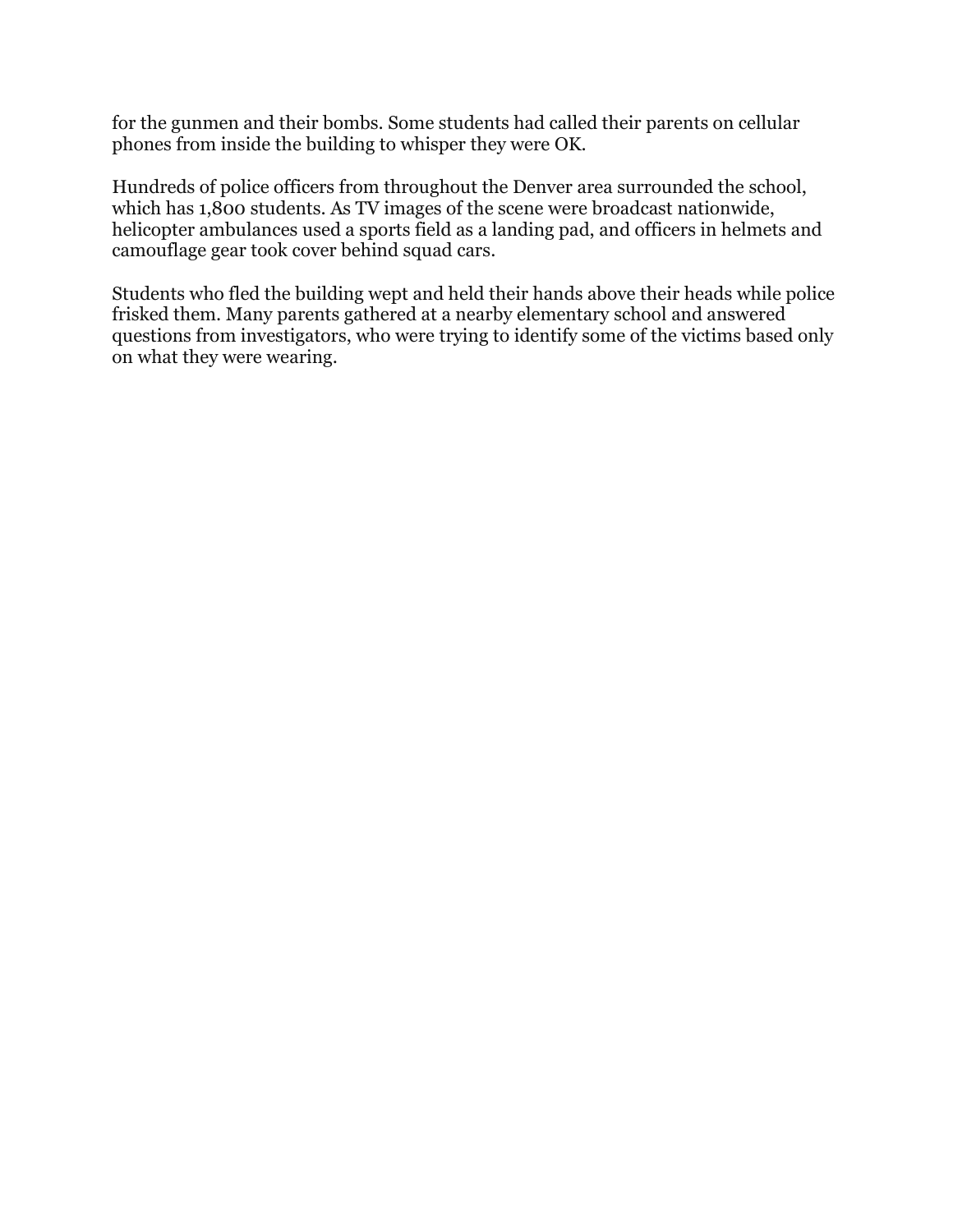for the gunmen and their bombs. Some students had called their parents on cellular phones from inside the building to whisper they were OK.

Hundreds of police officers from throughout the Denver area surrounded the school, which has 1,800 students. As TV images of the scene were broadcast nationwide, helicopter ambulances used a sports field as a landing pad, and officers in helmets and camouflage gear took cover behind squad cars.

Students who fled the building wept and held their hands above their heads while police frisked them. Many parents gathered at a nearby elementary school and answered questions from investigators, who were trying to identify some of the victims based only on what they were wearing.